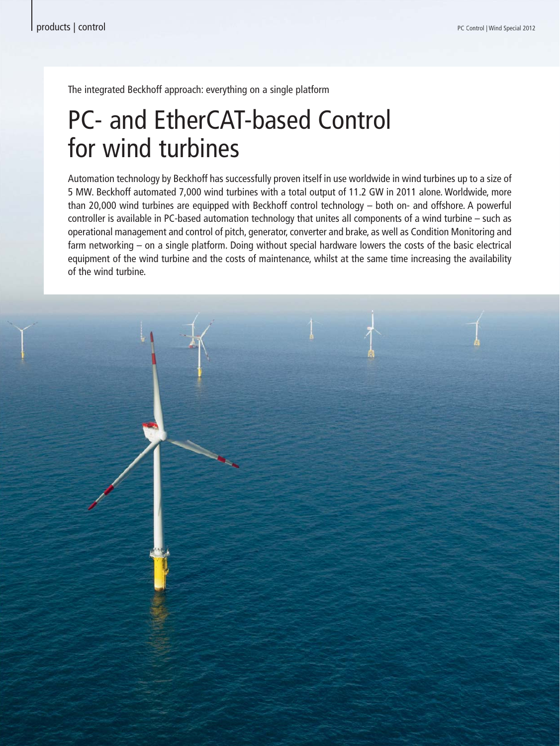The integrated Beckhoff approach: everything on a single platform

# PC- and EtherCAT-based Control for wind turbines

Automation technology by Beckhoff has successfully proven itself in use worldwide in wind turbines up to a size of 5 MW. Beckhoff automated 7,000 wind turbines with a total output of 11.2 GW in 2011 alone. Worldwide, more than 20,000 wind turbines are equipped with Beckhoff control technology – both on- and offshore. A powerful controller is available in PC-based automation technology that unites all components of a wind turbine – such as operational management and control of pitch, generator, converter and brake, as well as Condition Monitoring and farm networking – on a single platform. Doing without special hardware lowers the costs of the basic electrical equipment of the wind turbine and the costs of maintenance, whilst at the same time increasing the availability of the wind turbine.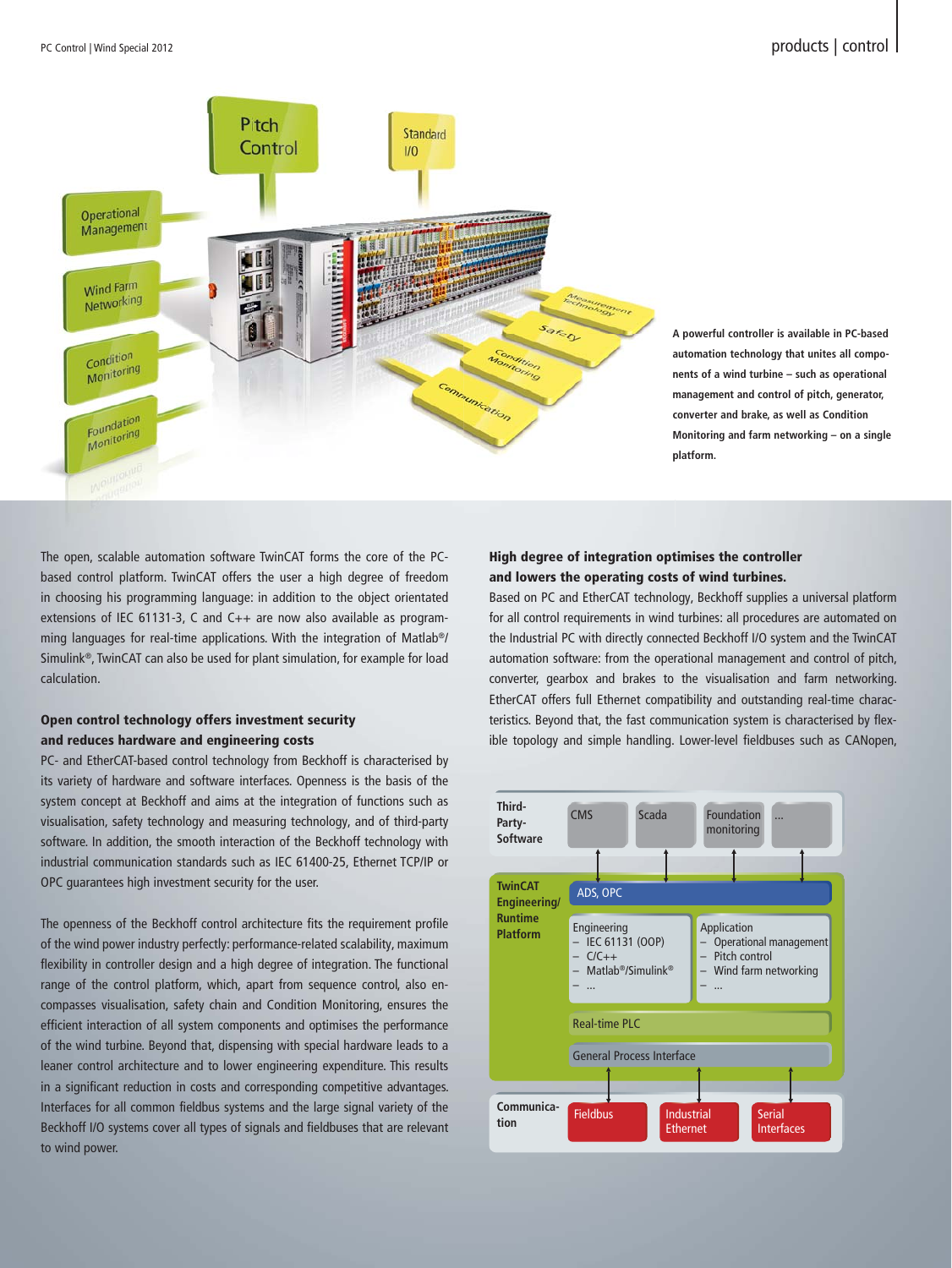A powerful controller is available in PC-based automation technology that unites all components of a wind turbine – such as operational management and control of pitch, generator, converter and brake, as well as Condition Monitoring and farm networking – on a single platform.

The open, scalable automation software TwinCAT forms the core of the PC-based control platform. TwinCAT offers the user a high degree of freedom in choosing his programming language: in addition to the object orientated extensions of IEC 61131-3, C and C++ are now also available as programming languages for real-time applications. With the integration of Matlab®/Simulink®, TwinCAT can also be used for plant simulation, for example for load calculation.

### Open control technology offers investment security and reduces hardware and engineering costs

PC- and EtherCAT-based control technology from Beckhoff is characterised by its variety of hardware and software interfaces. Openness is the basis of the system concept at Beckhoff and aims at the integration of functions such as visualisation, safety technology and measuring technology, and of third-party software. In addition, the smooth interaction of the Beckhoff technology with industrial communication standards such as IEC 61400-25, Ethernet TCP/IP or OPC guarantees high investment security for the user.

The openness of the Beckhoff control architecture fits the requirement profile of the wind power industry perfectly: performance-related scalability, maximum flexibility in controller design and a high degree of integration. The functional range of the control platform, which, apart from sequence control, also encompasses visualisation, safety chain and Condition Monitoring, ensures the efficient interaction of all system components and optimises the performance of the wind turbine. Beyond that, dispensing with special hardware leads to a leaner control architecture and to lower engineering expenditure. This results in a significant reduction in costs and corresponding competitive advantages. Interfaces for all common fieldbus systems and the large signal variety of the Beckhoff I/O systems cover all types of signals and fieldbuses that are relevant to wind power.

### High degree of integration optimises the controller and lowers the operating costs of wind turbines.

Based on PC and EtherCAT technology, Beckhoff supplies a universal platform for all control requirements in wind turbines: all procedures are automated on the Industrial PC with directly connected Beckhoff I/O system and the TwinCAT automation software: from the operational management and control of pitch, converter, gearbox and brakes to the visualisation and farm networking. EtherCAT offers full Ethernet compatibility and outstanding real-time characteristics. Beyond that, the fast communication system is characterised by flexible topology and simple handling. Lower-level fieldbuses such as CANopen,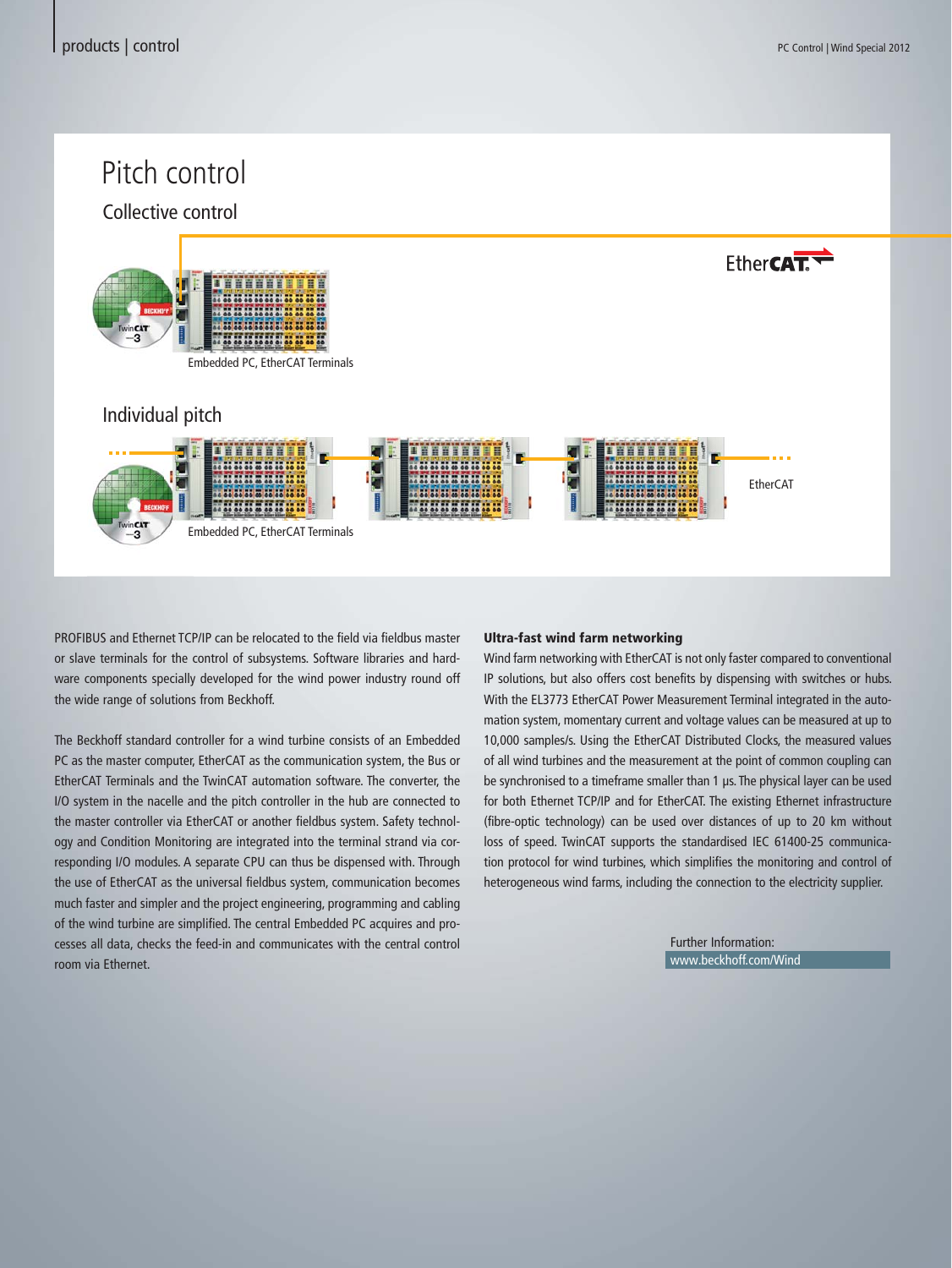# Pitch control

## Collective control

EtherCAT

Embedded PC, EtherCAT Terminals

## Individual pitch

Embedded PC, EtherCAT Terminals

EtherCAT

PROFIBUS and Ethernet TCP/IP can be relocated to the field via fieldbus master or slave terminals for the control of subsystems. Software libraries and hardware components specially developed for the wind power industry round off the wide range of solutions from Beckhoff.

The Beckhoff standard controller for a wind turbine consists of an Embedded PC as the master computer, EtherCAT as the communication system, the Bus or EtherCAT Terminals and the TwinCAT automation software. The converter, the I/O system in the nacelle and the pitch controller in the hub are connected to the master controller via EtherCAT or another fieldbus system. Safety technology and Condition Monitoring are integrated into the terminal strand via corresponding I/O modules. A separate CPU can thus be dispensed with. Through the use of EtherCAT as the universal fieldbus system, communication becomes much faster and simpler and the project engineering, programming and cabling of the wind turbine are simplified. The central Embedded PC acquires and processes all data, checks the feed-in and communicates with the central control room via Ethernet.

**Ultra-fast wind farm networking**

Wind farm networking with EtherCAT is not only faster compared to conventional IP solutions, but also offers cost benefits by dispensing with switches or hubs. With the EL3773 EtherCAT Power Measurement Terminal integrated in the automation system, momentary current and voltage values can be measured at up to 10,000 samples/s. Using the EtherCAT Distributed Clocks, the measured values of all wind turbines and the measurement at the point of common coupling can be synchronised to a timeframe smaller than 1 µs. The physical layer can be used for both Ethernet TCP/IP and for EtherCAT. The existing Ethernet infrastructure (fibre-optic technology) can be used over distances of up to 20 km without loss of speed. TwinCAT supports the standardised IEC 61400-25 communication protocol for wind turbines, which simplifies the monitoring and control of heterogeneous wind farms, including the connection to the electricity supplier.

Further Information:
www.beckhoff.com/Wind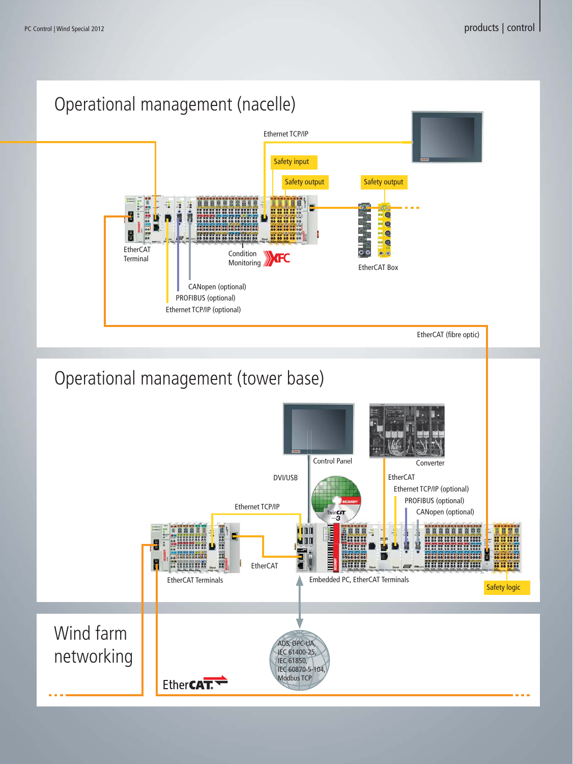## Operational management (nacelle)

Ethernet TCP/IP

Safety input

Safety output

Safety output

EtherCAT Terminal

Condition Monitoring

XFC

EtherCAT Box

CANopen (optional)

PROFIBUS (optional)

Ethernet TCP/IP (optional)

EtherCAT (fibre optic)

## Operational management (tower base)

Control Panel

Converter

DVI/USB

EtherCAT

Ethernet TCP/IP (optional)

PROFIBUS (optional)

CANopen (optional)

Ethernet TCP/IP

TwinCAT 3

EtherCAT

EtherCAT Terminals

Embedded PC, EtherCAT Terminals

Safety logic

## Wind farm networking

EtherCAT

ADS, OPC-UA, IEC 61400-25, IEC 61850, IEC 60870-5-104, Modbus TCP